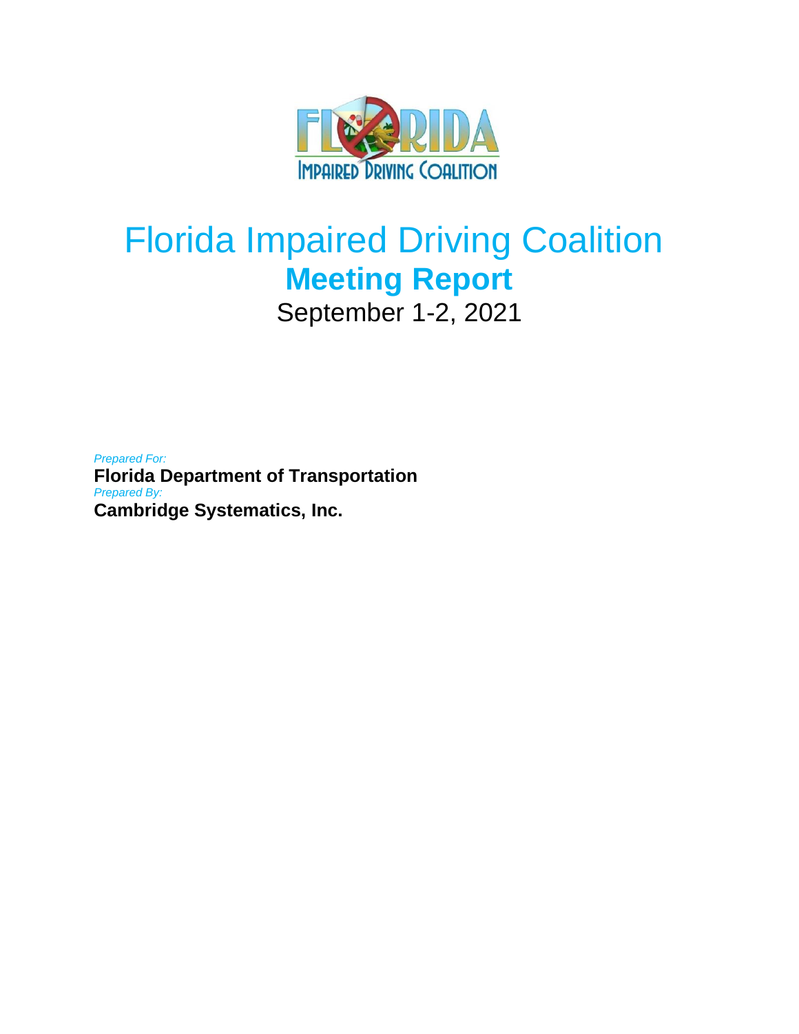# Florida Impaired Driving Coalition

## Meeting Report

September 1-2, 2021

*Prepared For:*

**Florida Department of Transportation**

*Prepared By:*

**Cambridge Systematics, Inc.**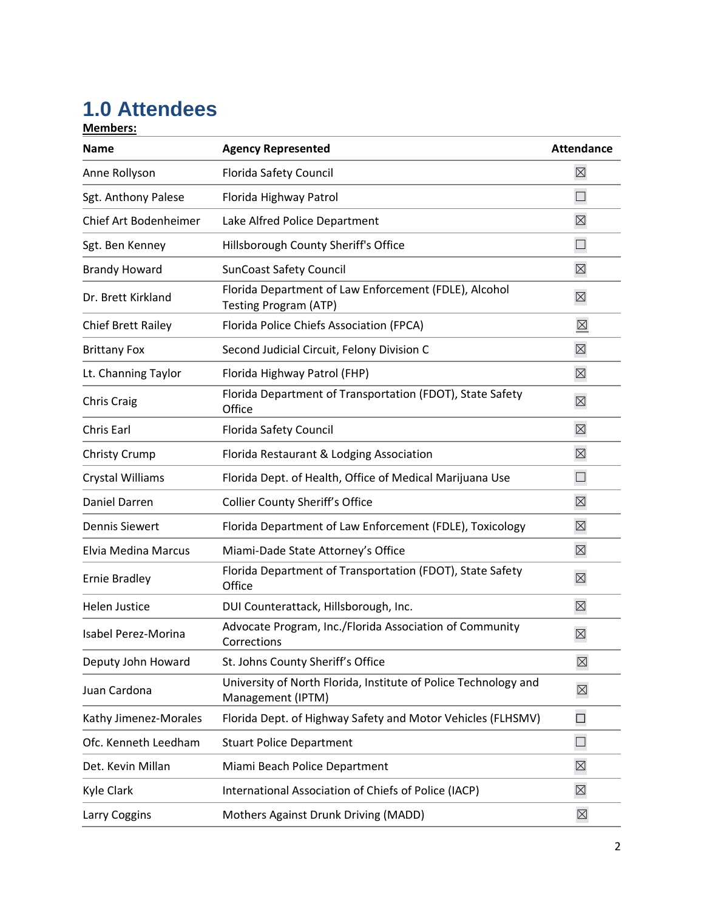# 1.0 Attendees

**Members:**

| Name | Agency Represented | Attendance |
|---|---|---|
| Anne Rollyson | Florida Safety Council | ☒ |
| Sgt. Anthony Palese | Florida Highway Patrol | ☐ |
| Chief Art Bodenheimer | Lake Alfred Police Department | ☒ |
| Sgt. Ben Kenney | Hillsborough County Sheriff's Office | ☐ |
| Brandy Howard | SunCoast Safety Council | ☒ |
| Dr. Brett Kirkland | Florida Department of Law Enforcement (FDLE), Alcohol Testing Program (ATP) | ☒ |
| Chief Brett Railey | Florida Police Chiefs Association (FPCA) | ☒ |
| Brittany Fox | Second Judicial Circuit, Felony Division C | ☒ |
| Lt. Channing Taylor | Florida Highway Patrol (FHP) | ☒ |
| Chris Craig | Florida Department of Transportation (FDOT), State Safety Office | ☒ |
| Chris Earl | Florida Safety Council | ☒ |
| Christy Crump | Florida Restaurant & Lodging Association | ☒ |
| Crystal Williams | Florida Dept. of Health, Office of Medical Marijuana Use | ☐ |
| Daniel Darren | Collier County Sheriff's Office | ☒ |
| Dennis Siewert | Florida Department of Law Enforcement (FDLE), Toxicology | ☒ |
| Elvia Medina Marcus | Miami-Dade State Attorney's Office | ☒ |
| Ernie Bradley | Florida Department of Transportation (FDOT), State Safety Office | ☒ |
| Helen Justice | DUI Counterattack, Hillsborough, Inc. | ☒ |
| Isabel Perez-Morina | Advocate Program, Inc./Florida Association of Community Corrections | ☒ |
| Deputy John Howard | St. Johns County Sheriff's Office | ☒ |
| Juan Cardona | University of North Florida, Institute of Police Technology and Management (IPTM) | ☒ |
| Kathy Jimenez-Morales | Florida Dept. of Highway Safety and Motor Vehicles (FLHSMV) | ☐ |
| Ofc. Kenneth Leedham | Stuart Police Department | ☐ |
| Det. Kevin Millan | Miami Beach Police Department | ☒ |
| Kyle Clark | International Association of Chiefs of Police (IACP) | ☒ |
| Larry Coggins | Mothers Against Drunk Driving (MADD) | ☒ |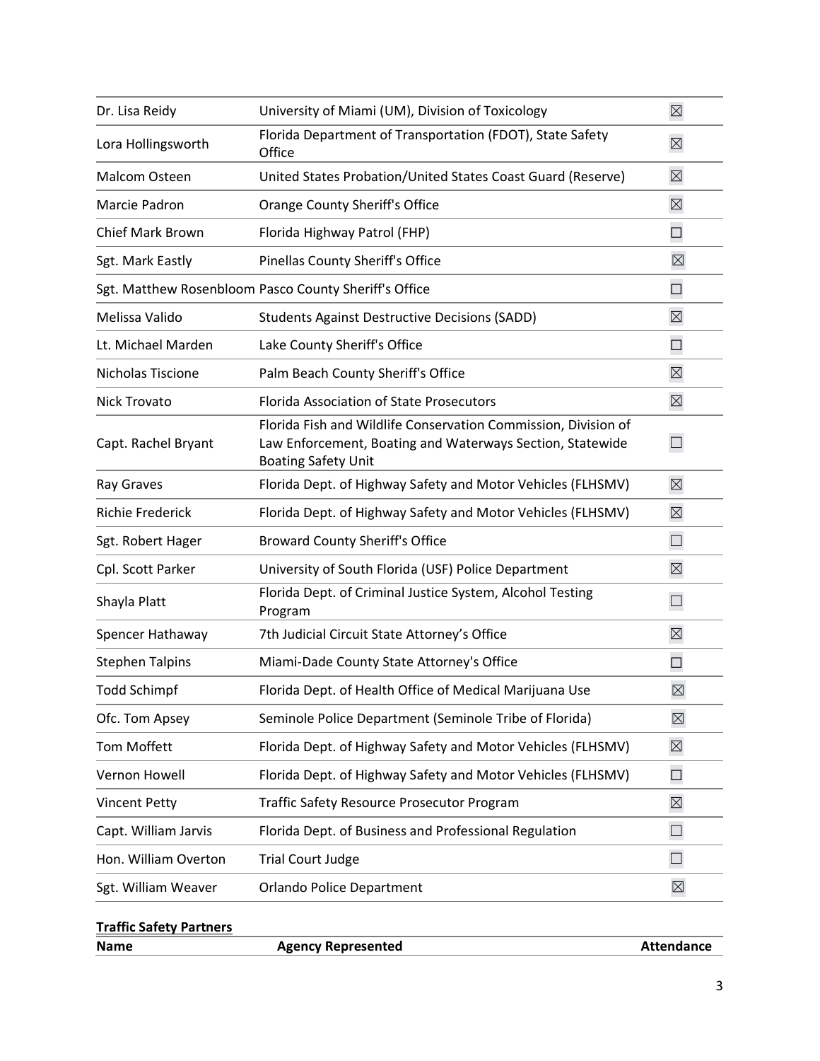| Name | Agency Represented | Attendance |
|---|---|---|
| Dr. Lisa Reidy | University of Miami (UM), Division of Toxicology | ☒ |
| Lora Hollingsworth | Florida Department of Transportation (FDOT), State Safety Office | ☒ |
| Malcom Osteen | United States Probation/United States Coast Guard (Reserve) | ☒ |
| Marcie Padron | Orange County Sheriff's Office | ☒ |
| Chief Mark Brown | Florida Highway Patrol (FHP) | ☐ |
| Sgt. Mark Eastly | Pinellas County Sheriff's Office | ☒ |
| Sgt. Matthew Rosenbloom | Pasco County Sheriff's Office | ☐ |
| Melissa Valido | Students Against Destructive Decisions (SADD) | ☒ |
| Lt. Michael Marden | Lake County Sheriff's Office | ☐ |
| Nicholas Tiscione | Palm Beach County Sheriff's Office | ☒ |
| Nick Trovato | Florida Association of State Prosecutors | ☒ |
| Capt. Rachel Bryant | Florida Fish and Wildlife Conservation Commission, Division of Law Enforcement, Boating and Waterways Section, Statewide Boating Safety Unit | ☐ |
| Ray Graves | Florida Dept. of Highway Safety and Motor Vehicles (FLHSMV) | ☒ |
| Richie Frederick | Florida Dept. of Highway Safety and Motor Vehicles (FLHSMV) | ☒ |
| Sgt. Robert Hager | Broward County Sheriff's Office | ☐ |
| Cpl. Scott Parker | University of South Florida (USF) Police Department | ☒ |
| Shayla Platt | Florida Dept. of Criminal Justice System, Alcohol Testing Program | ☐ |
| Spencer Hathaway | 7th Judicial Circuit State Attorney's Office | ☒ |
| Stephen Talpins | Miami-Dade County State Attorney's Office | ☐ |
| Todd Schimpf | Florida Dept. of Health Office of Medical Marijuana Use | ☒ |
| Ofc. Tom Apsey | Seminole Police Department (Seminole Tribe of Florida) | ☒ |
| Tom Moffett | Florida Dept. of Highway Safety and Motor Vehicles (FLHSMV) | ☒ |
| Vernon Howell | Florida Dept. of Highway Safety and Motor Vehicles (FLHSMV) | ☐ |
| Vincent Petty | Traffic Safety Resource Prosecutor Program | ☒ |
| Capt. William Jarvis | Florida Dept. of Business and Professional Regulation | ☐ |
| Hon. William Overton | Trial Court Judge | ☐ |
| Sgt. William Weaver | Orlando Police Department | ☒ |

**Traffic Safety Partners**

| Name | Agency Represented | Attendance |
|---|---|---|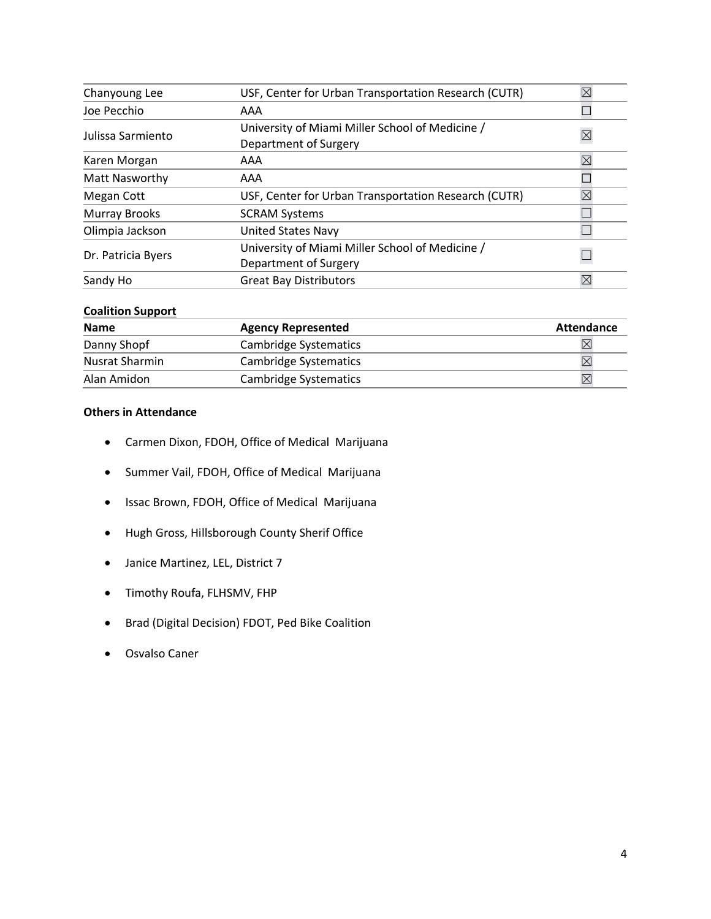| | | |
|---|---|---|
| Chanyoung Lee | USF, Center for Urban Transportation Research (CUTR) | ☒ |
| Joe Pecchio | AAA | ☐ |
| Julissa Sarmiento | University of Miami Miller School of Medicine / Department of Surgery | ☒ |
| Karen Morgan | AAA | ☒ |
| Matt Nasworthy | AAA | ☐ |
| Megan Cott | USF, Center for Urban Transportation Research (CUTR) | ☒ |
| Murray Brooks | SCRAM Systems | ☐ |
| Olimpia Jackson | United States Navy | ☐ |
| Dr. Patricia Byers | University of Miami Miller School of Medicine / Department of Surgery | ☐ |
| Sandy Ho | Great Bay Distributors | ☒ |

**Coalition Support**

| Name | Agency Represented | Attendance |
|---|---|---|
| Danny Shopf | Cambridge Systematics | ☒ |
| Nusrat Sharmin | Cambridge Systematics | ☒ |
| Alan Amidon | Cambridge Systematics | ☒ |

**Others in Attendance**

- Carmen Dixon, FDOH, Office of Medical Marijuana
- Summer Vail, FDOH, Office of Medical Marijuana
- Issac Brown, FDOH, Office of Medical Marijuana
- Hugh Gross, Hillsborough County Sherif Office
- Janice Martinez, LEL, District 7
- Timothy Roufa, FLHSMV, FHP
- Brad (Digital Decision) FDOT, Ped Bike Coalition
- Osvalso Caner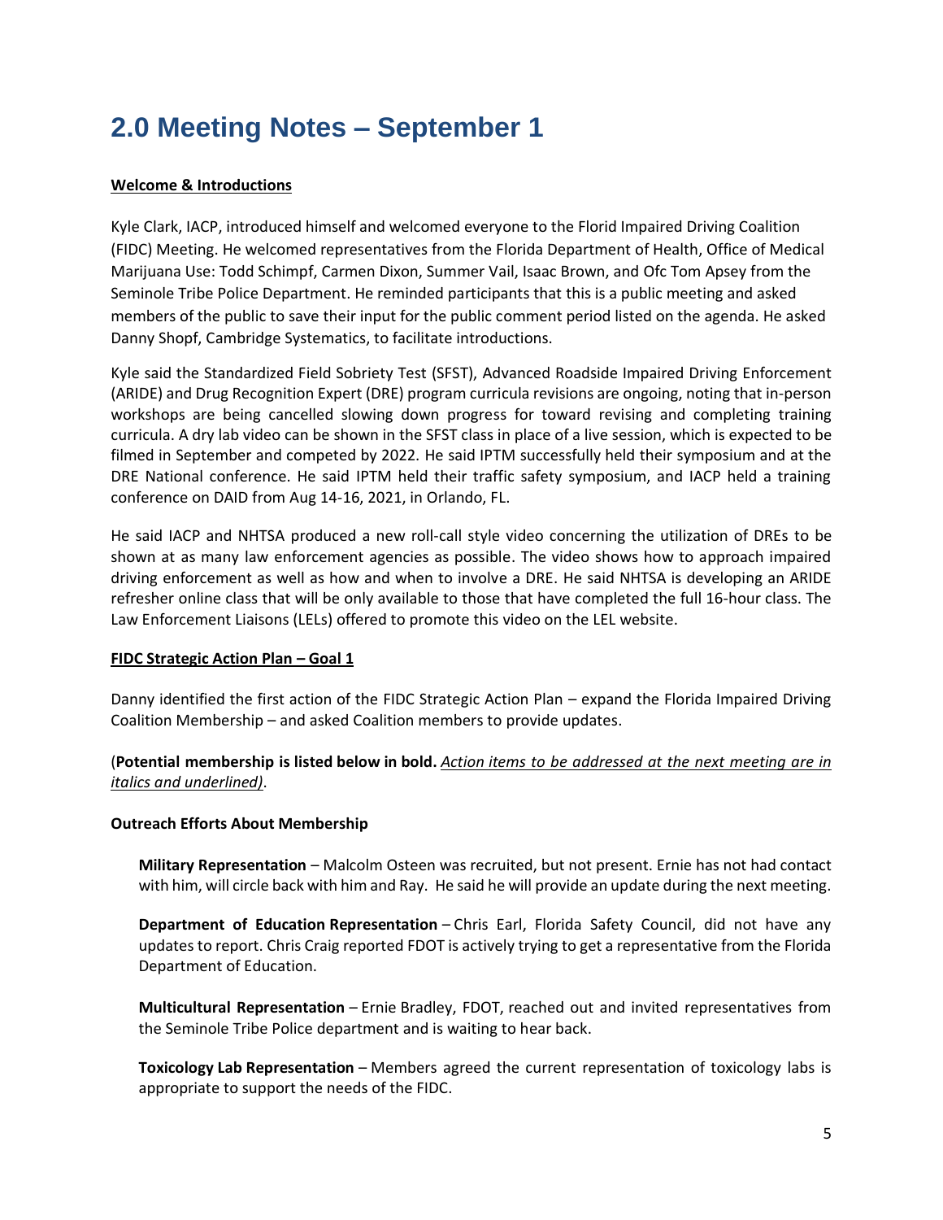# 2.0 Meeting Notes – September 1

**Welcome & Introductions**

Kyle Clark, IACP, introduced himself and welcomed everyone to the Florid Impaired Driving Coalition (FIDC) Meeting. He welcomed representatives from the Florida Department of Health, Office of Medical Marijuana Use: Todd Schimpf, Carmen Dixon, Summer Vail, Isaac Brown, and Ofc Tom Apsey from the Seminole Tribe Police Department. He reminded participants that this is a public meeting and asked members of the public to save their input for the public comment period listed on the agenda. He asked Danny Shopf, Cambridge Systematics, to facilitate introductions.

Kyle said the Standardized Field Sobriety Test (SFST), Advanced Roadside Impaired Driving Enforcement (ARIDE) and Drug Recognition Expert (DRE) program curricula revisions are ongoing, noting that in-person workshops are being cancelled slowing down progress for toward revising and completing training curricula. A dry lab video can be shown in the SFST class in place of a live session, which is expected to be filmed in September and competed by 2022. He said IPTM successfully held their symposium and at the DRE National conference. He said IPTM held their traffic safety symposium, and IACP held a training conference on DAID from Aug 14-16, 2021, in Orlando, FL.

He said IACP and NHTSA produced a new roll-call style video concerning the utilization of DREs to be shown at as many law enforcement agencies as possible. The video shows how to approach impaired driving enforcement as well as how and when to involve a DRE. He said NHTSA is developing an ARIDE refresher online class that will be only available to those that have completed the full 16-hour class. The Law Enforcement Liaisons (LELs) offered to promote this video on the LEL website.

**FIDC Strategic Action Plan – Goal 1**

Danny identified the first action of the FIDC Strategic Action Plan – expand the Florida Impaired Driving Coalition Membership – and asked Coalition members to provide updates.

(**Potential membership is listed below in bold.** *Action items to be addressed at the next meeting are in italics and underlined)*.

**Outreach Efforts About Membership**

**Military Representation** – Malcolm Osteen was recruited, but not present. Ernie has not had contact with him, will circle back with him and Ray. He said he will provide an update during the next meeting.

**Department of Education Representation** – Chris Earl, Florida Safety Council, did not have any updates to report. Chris Craig reported FDOT is actively trying to get a representative from the Florida Department of Education.

**Multicultural Representation** – Ernie Bradley, FDOT, reached out and invited representatives from the Seminole Tribe Police department and is waiting to hear back.

**Toxicology Lab Representation** – Members agreed the current representation of toxicology labs is appropriate to support the needs of the FIDC.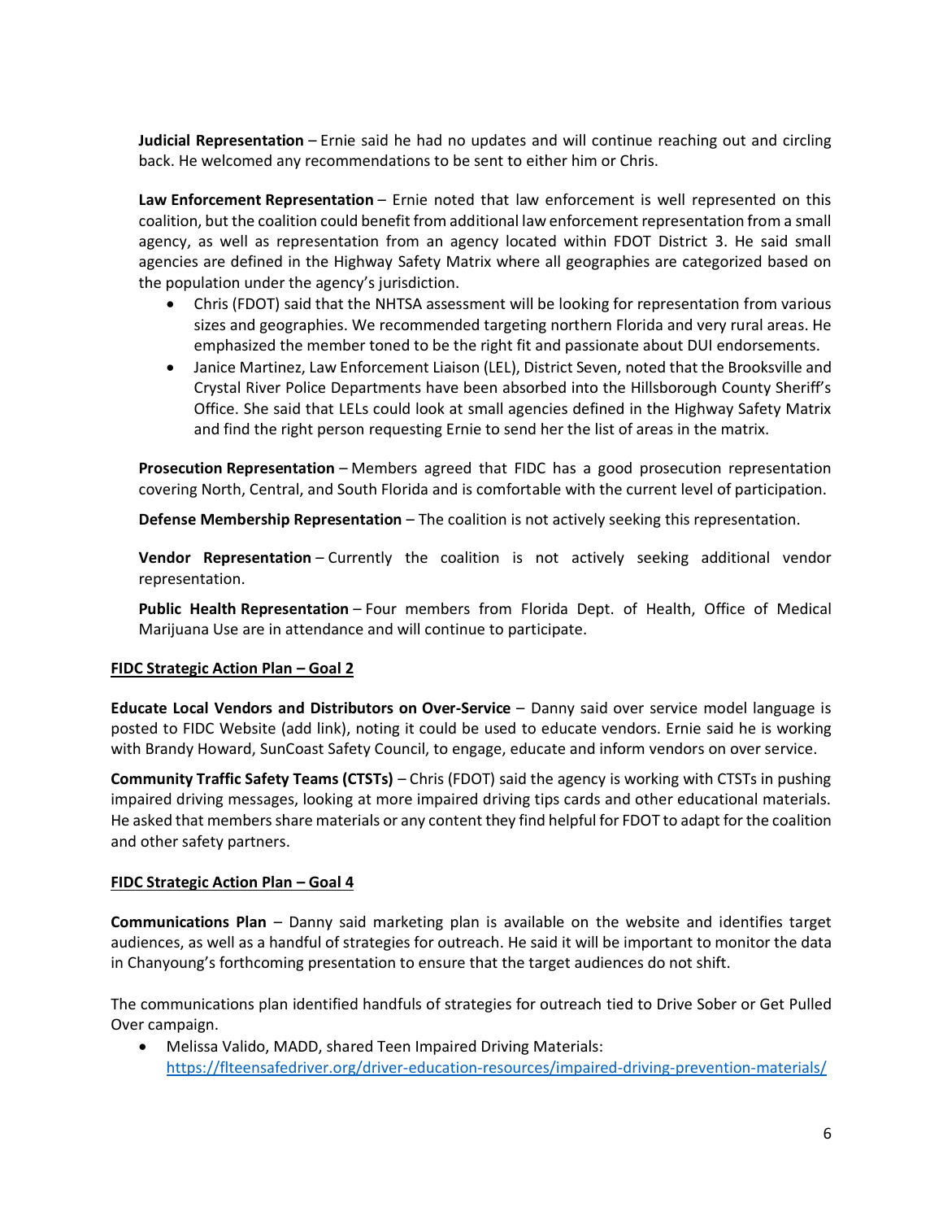**Judicial Representation** – Ernie said he had no updates and will continue reaching out and circling back. He welcomed any recommendations to be sent to either him or Chris.

**Law Enforcement Representation** – Ernie noted that law enforcement is well represented on this coalition, but the coalition could benefit from additional law enforcement representation from a small agency, as well as representation from an agency located within FDOT District 3. He said small agencies are defined in the Highway Safety Matrix where all geographies are categorized based on the population under the agency's jurisdiction.

- Chris (FDOT) said that the NHTSA assessment will be looking for representation from various sizes and geographies. We recommended targeting northern Florida and very rural areas. He emphasized the member toned to be the right fit and passionate about DUI endorsements.
- Janice Martinez, Law Enforcement Liaison (LEL), District Seven, noted that the Brooksville and Crystal River Police Departments have been absorbed into the Hillsborough County Sheriff's Office. She said that LELs could look at small agencies defined in the Highway Safety Matrix and find the right person requesting Ernie to send her the list of areas in the matrix.

**Prosecution Representation** – Members agreed that FIDC has a good prosecution representation covering North, Central, and South Florida and is comfortable with the current level of participation.

**Defense Membership Representation** – The coalition is not actively seeking this representation.

**Vendor Representation** – Currently the coalition is not actively seeking additional vendor representation.

**Public Health Representation** – Four members from Florida Dept. of Health, Office of Medical Marijuana Use are in attendance and will continue to participate.

**<u>FIDC Strategic Action Plan – Goal 2</u>**

**Educate Local Vendors and Distributors on Over-Service** – Danny said over service model language is posted to FIDC Website (add link), noting it could be used to educate vendors. Ernie said he is working with Brandy Howard, SunCoast Safety Council, to engage, educate and inform vendors on over service.

**Community Traffic Safety Teams (CTSTs)** – Chris (FDOT) said the agency is working with CTSTs in pushing impaired driving messages, looking at more impaired driving tips cards and other educational materials. He asked that members share materials or any content they find helpful for FDOT to adapt for the coalition and other safety partners.

**<u>FIDC Strategic Action Plan – Goal 4</u>**

**Communications Plan** – Danny said marketing plan is available on the website and identifies target audiences, as well as a handful of strategies for outreach. He said it will be important to monitor the data in Chanyoung's forthcoming presentation to ensure that the target audiences do not shift.

The communications plan identified handfuls of strategies for outreach tied to Drive Sober or Get Pulled Over campaign.

- Melissa Valido, MADD, shared Teen Impaired Driving Materials: https://flteensafedriver.org/driver-education-resources/impaired-driving-prevention-materials/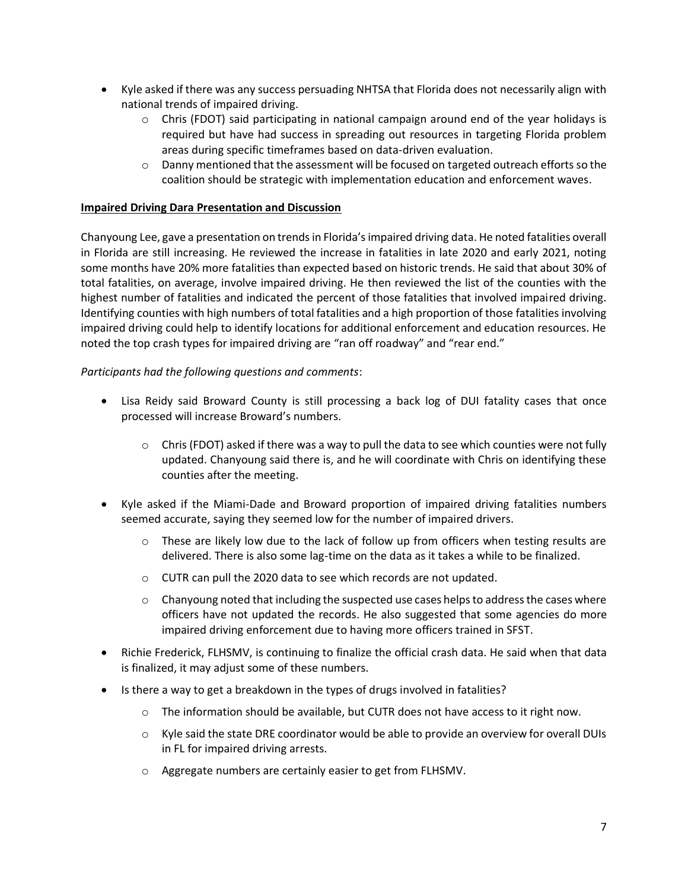- Kyle asked if there was any success persuading NHTSA that Florida does not necessarily align with national trends of impaired driving.
    - Chris (FDOT) said participating in national campaign around end of the year holidays is required but have had success in spreading out resources in targeting Florida problem areas during specific timeframes based on data-driven evaluation.
    - Danny mentioned that the assessment will be focused on targeted outreach efforts so the coalition should be strategic with implementation education and enforcement waves.

**Impaired Driving Dara Presentation and Discussion**

Chanyoung Lee, gave a presentation on trends in Florida's impaired driving data. He noted fatalities overall in Florida are still increasing. He reviewed the increase in fatalities in late 2020 and early 2021, noting some months have 20% more fatalities than expected based on historic trends. He said that about 30% of total fatalities, on average, involve impaired driving. He then reviewed the list of the counties with the highest number of fatalities and indicated the percent of those fatalities that involved impaired driving. Identifying counties with high numbers of total fatalities and a high proportion of those fatalities involving impaired driving could help to identify locations for additional enforcement and education resources. He noted the top crash types for impaired driving are "ran off roadway" and "rear end."

*Participants had the following questions and comments*:

- Lisa Reidy said Broward County is still processing a back log of DUI fatality cases that once processed will increase Broward's numbers.
    - Chris (FDOT) asked if there was a way to pull the data to see which counties were not fully updated. Chanyoung said there is, and he will coordinate with Chris on identifying these counties after the meeting.
- Kyle asked if the Miami-Dade and Broward proportion of impaired driving fatalities numbers seemed accurate, saying they seemed low for the number of impaired drivers.
    - These are likely low due to the lack of follow up from officers when testing results are delivered. There is also some lag-time on the data as it takes a while to be finalized.
    - CUTR can pull the 2020 data to see which records are not updated.
    - Chanyoung noted that including the suspected use cases helps to address the cases where officers have not updated the records. He also suggested that some agencies do more impaired driving enforcement due to having more officers trained in SFST.
- Richie Frederick, FLHSMV, is continuing to finalize the official crash data. He said when that data is finalized, it may adjust some of these numbers.
- Is there a way to get a breakdown in the types of drugs involved in fatalities?
    - The information should be available, but CUTR does not have access to it right now.
    - Kyle said the state DRE coordinator would be able to provide an overview for overall DUIs in FL for impaired driving arrests.
    - Aggregate numbers are certainly easier to get from FLHSMV.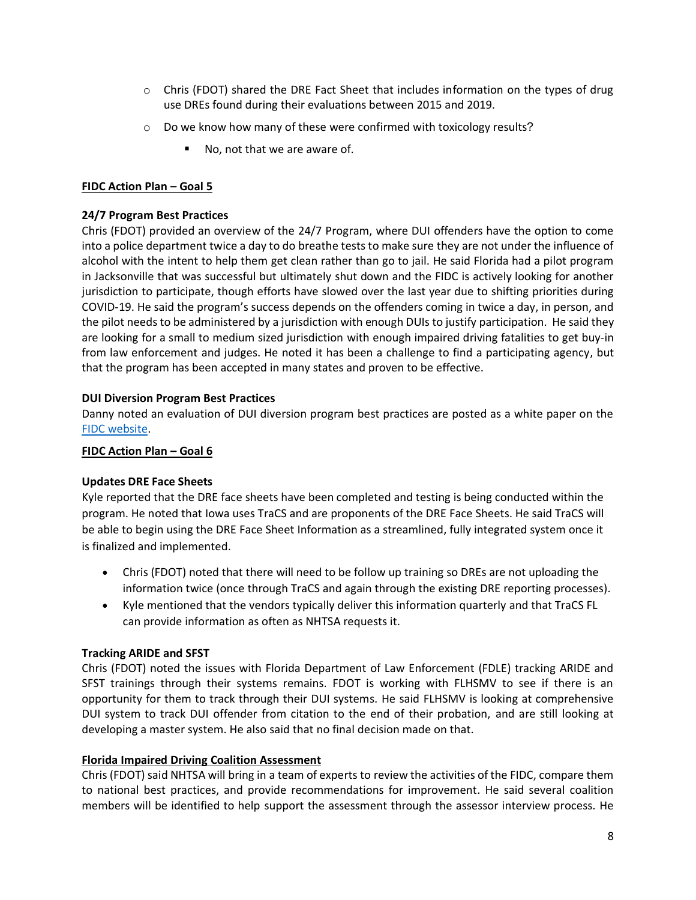- Chris (FDOT) shared the DRE Fact Sheet that includes information on the types of drug use DREs found during their evaluations between 2015 and 2019.
  - Do we know how many of these were confirmed with toxicology results?
    - No, not that we are aware of.

**FIDC Action Plan – Goal 5**

**24/7 Program Best Practices**

Chris (FDOT) provided an overview of the 24/7 Program, where DUI offenders have the option to come into a police department twice a day to do breathe tests to make sure they are not under the influence of alcohol with the intent to help them get clean rather than go to jail. He said Florida had a pilot program in Jacksonville that was successful but ultimately shut down and the FIDC is actively looking for another jurisdiction to participate, though efforts have slowed over the last year due to shifting priorities during COVID-19. He said the program's success depends on the offenders coming in twice a day, in person, and the pilot needs to be administered by a jurisdiction with enough DUIs to justify participation. He said they are looking for a small to medium sized jurisdiction with enough impaired driving fatalities to get buy-in from law enforcement and judges. He noted it has been a challenge to find a participating agency, but that the program has been accepted in many states and proven to be effective.

**DUI Diversion Program Best Practices**

Danny noted an evaluation of DUI diversion program best practices are posted as a white paper on the FIDC website.

**FIDC Action Plan – Goal 6**

**Updates DRE Face Sheets**

Kyle reported that the DRE face sheets have been completed and testing is being conducted within the program. He noted that Iowa uses TraCS and are proponents of the DRE Face Sheets. He said TraCS will be able to begin using the DRE Face Sheet Information as a streamlined, fully integrated system once it is finalized and implemented.

- Chris (FDOT) noted that there will need to be follow up training so DREs are not uploading the information twice (once through TraCS and again through the existing DRE reporting processes).
- Kyle mentioned that the vendors typically deliver this information quarterly and that TraCS FL can provide information as often as NHTSA requests it.

**Tracking ARIDE and SFST**

Chris (FDOT) noted the issues with Florida Department of Law Enforcement (FDLE) tracking ARIDE and SFST trainings through their systems remains. FDOT is working with FLHSMV to see if there is an opportunity for them to track through their DUI systems. He said FLHSMV is looking at comprehensive DUI system to track DUI offender from citation to the end of their probation, and are still looking at developing a master system. He also said that no final decision made on that.

**Florida Impaired Driving Coalition Assessment**

Chris (FDOT) said NHTSA will bring in a team of experts to review the activities of the FIDC, compare them to national best practices, and provide recommendations for improvement. He said several coalition members will be identified to help support the assessment through the assessor interview process. He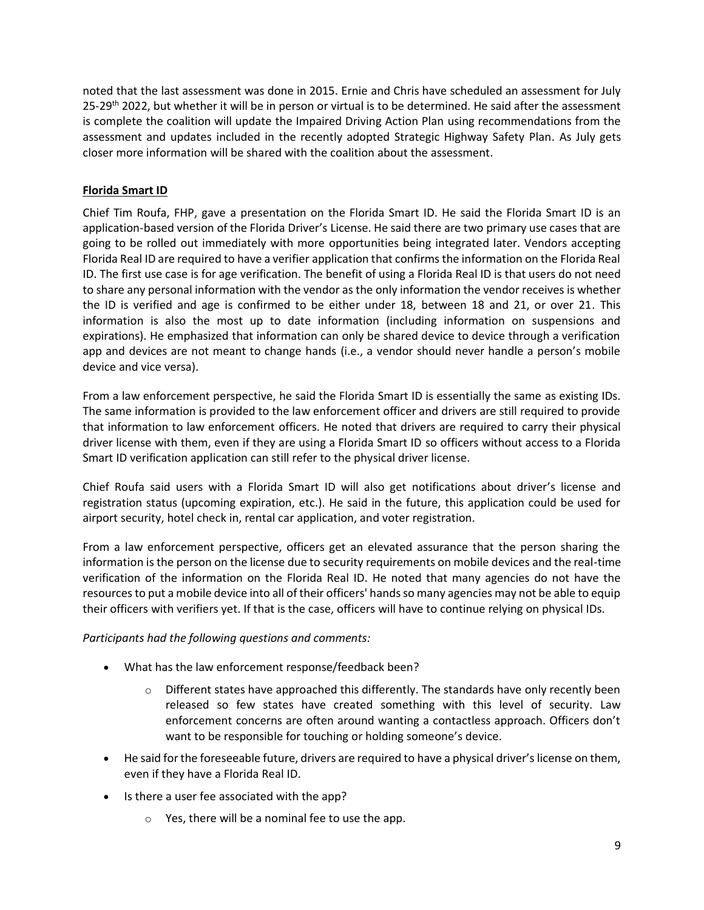noted that the last assessment was done in 2015. Ernie and Chris have scheduled an assessment for July 25-29th 2022, but whether it will be in person or virtual is to be determined. He said after the assessment is complete the coalition will update the Impaired Driving Action Plan using recommendations from the assessment and updates included in the recently adopted Strategic Highway Safety Plan. As July gets closer more information will be shared with the coalition about the assessment.

**Florida Smart ID**

Chief Tim Roufa, FHP, gave a presentation on the Florida Smart ID. He said the Florida Smart ID is an application-based version of the Florida Driver's License. He said there are two primary use cases that are going to be rolled out immediately with more opportunities being integrated later. Vendors accepting Florida Real ID are required to have a verifier application that confirms the information on the Florida Real ID. The first use case is for age verification. The benefit of using a Florida Real ID is that users do not need to share any personal information with the vendor as the only information the vendor receives is whether the ID is verified and age is confirmed to be either under 18, between 18 and 21, or over 21. This information is also the most up to date information (including information on suspensions and expirations). He emphasized that information can only be shared device to device through a verification app and devices are not meant to change hands (i.e., a vendor should never handle a person's mobile device and vice versa).

From a law enforcement perspective, he said the Florida Smart ID is essentially the same as existing IDs. The same information is provided to the law enforcement officer and drivers are still required to provide that information to law enforcement officers. He noted that drivers are required to carry their physical driver license with them, even if they are using a Florida Smart ID so officers without access to a Florida Smart ID verification application can still refer to the physical driver license.

Chief Roufa said users with a Florida Smart ID will also get notifications about driver's license and registration status (upcoming expiration, etc.). He said in the future, this application could be used for airport security, hotel check in, rental car application, and voter registration.

From a law enforcement perspective, officers get an elevated assurance that the person sharing the information is the person on the license due to security requirements on mobile devices and the real-time verification of the information on the Florida Real ID. He noted that many agencies do not have the resources to put a mobile device into all of their officers' hands so many agencies may not be able to equip their officers with verifiers yet. If that is the case, officers will have to continue relying on physical IDs.

*Participants had the following questions and comments:*

- What has the law enforcement response/feedback been?
  - Different states have approached this differently. The standards have only recently been released so few states have created something with this level of security. Law enforcement concerns are often around wanting a contactless approach. Officers don't want to be responsible for touching or holding someone's device.
- He said for the foreseeable future, drivers are required to have a physical driver's license on them, even if they have a Florida Real ID.
- Is there a user fee associated with the app?
  - Yes, there will be a nominal fee to use the app.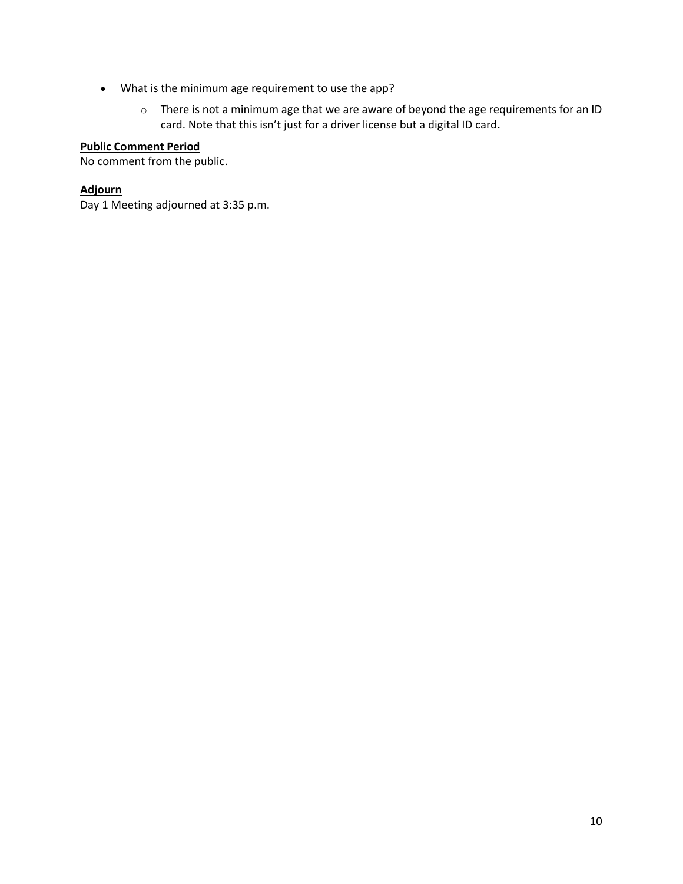- What is the minimum age requirement to use the app?
    - There is not a minimum age that we are aware of beyond the age requirements for an ID card. Note that this isn't just for a driver license but a digital ID card.

**Public Comment Period**

No comment from the public.

**Adjourn**

Day 1 Meeting adjourned at 3:35 p.m.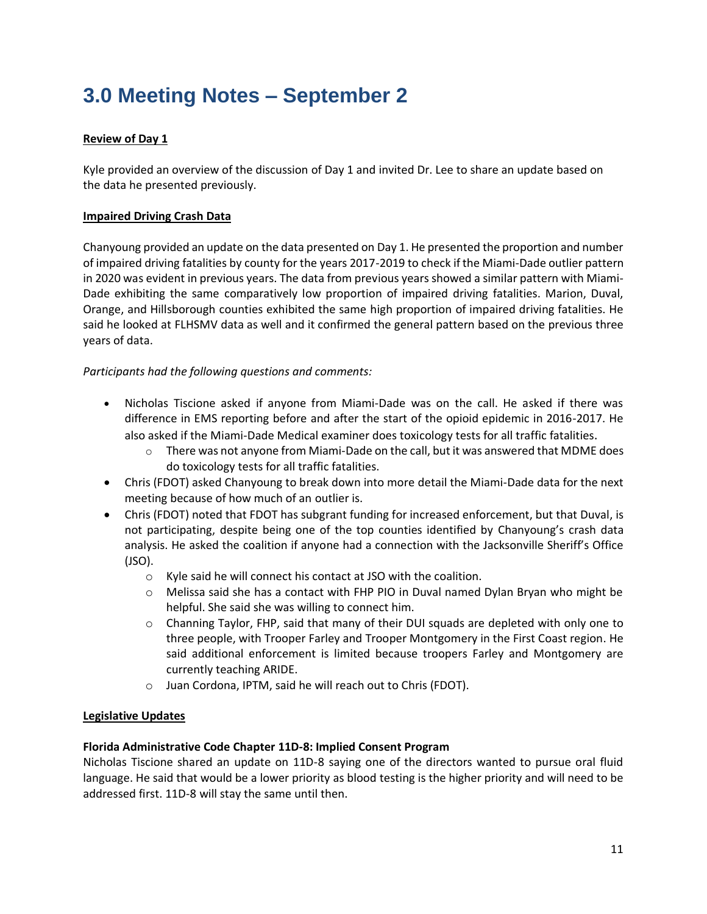# 3.0 Meeting Notes – September 2

**Review of Day 1**

Kyle provided an overview of the discussion of Day 1 and invited Dr. Lee to share an update based on the data he presented previously.

**Impaired Driving Crash Data**

Chanyoung provided an update on the data presented on Day 1. He presented the proportion and number of impaired driving fatalities by county for the years 2017-2019 to check if the Miami-Dade outlier pattern in 2020 was evident in previous years. The data from previous years showed a similar pattern with Miami-Dade exhibiting the same comparatively low proportion of impaired driving fatalities. Marion, Duval, Orange, and Hillsborough counties exhibited the same high proportion of impaired driving fatalities. He said he looked at FLHSMV data as well and it confirmed the general pattern based on the previous three years of data.

*Participants had the following questions and comments:*

- Nicholas Tiscione asked if anyone from Miami-Dade was on the call. He asked if there was difference in EMS reporting before and after the start of the opioid epidemic in 2016-2017. He also asked if the Miami-Dade Medical examiner does toxicology tests for all traffic fatalities.
  - There was not anyone from Miami-Dade on the call, but it was answered that MDME does do toxicology tests for all traffic fatalities.
- Chris (FDOT) asked Chanyoung to break down into more detail the Miami-Dade data for the next meeting because of how much of an outlier is.
- Chris (FDOT) noted that FDOT has subgrant funding for increased enforcement, but that Duval, is not participating, despite being one of the top counties identified by Chanyoung's crash data analysis. He asked the coalition if anyone had a connection with the Jacksonville Sheriff's Office (JSO).
  - Kyle said he will connect his contact at JSO with the coalition.
  - Melissa said she has a contact with FHP PIO in Duval named Dylan Bryan who might be helpful. She said she was willing to connect him.
  - Channing Taylor, FHP, said that many of their DUI squads are depleted with only one to three people, with Trooper Farley and Trooper Montgomery in the First Coast region. He said additional enforcement is limited because troopers Farley and Montgomery are currently teaching ARIDE.
  - Juan Cordona, IPTM, said he will reach out to Chris (FDOT).

**Legislative Updates**

**Florida Administrative Code Chapter 11D-8: Implied Consent Program**

Nicholas Tiscione shared an update on 11D-8 saying one of the directors wanted to pursue oral fluid language. He said that would be a lower priority as blood testing is the higher priority and will need to be addressed first. 11D-8 will stay the same until then.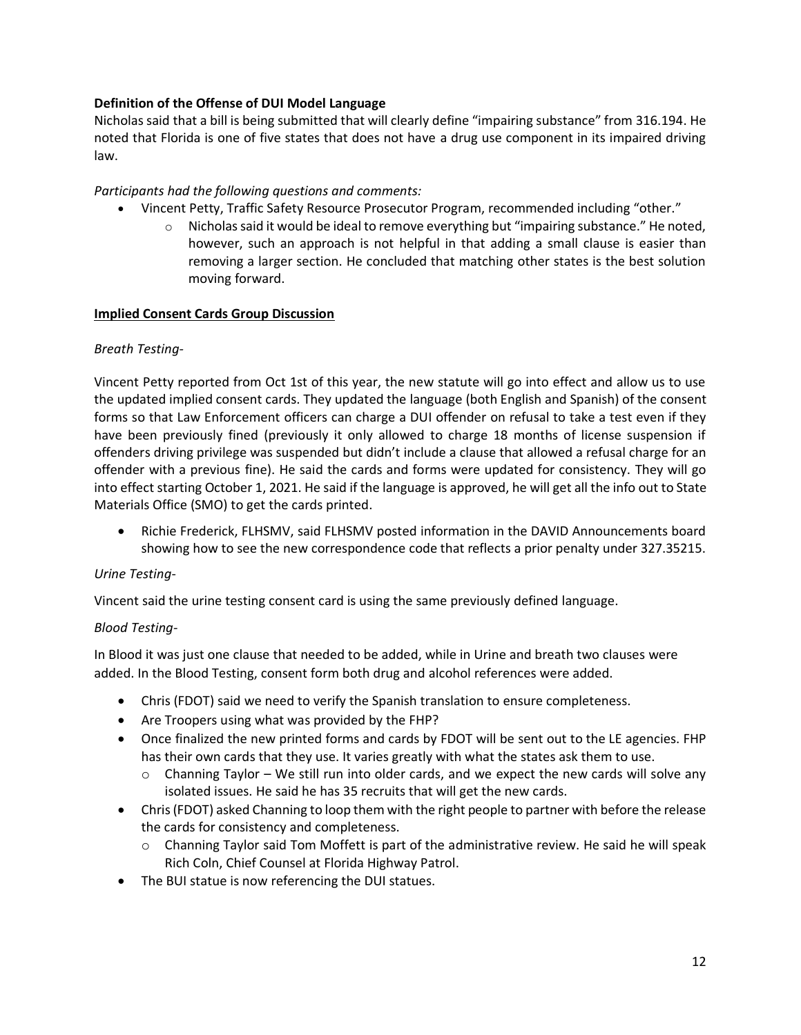**Definition of the Offense of DUI Model Language**

Nicholas said that a bill is being submitted that will clearly define "impairing substance" from 316.194. He noted that Florida is one of five states that does not have a drug use component in its impaired driving law.

*Participants had the following questions and comments:*

- Vincent Petty, Traffic Safety Resource Prosecutor Program, recommended including "other."
  - Nicholas said it would be ideal to remove everything but "impairing substance." He noted, however, such an approach is not helpful in that adding a small clause is easier than removing a larger section. He concluded that matching other states is the best solution moving forward.

**Implied Consent Cards Group Discussion**

*Breath Testing-*

Vincent Petty reported from Oct 1st of this year, the new statute will go into effect and allow us to use the updated implied consent cards. They updated the language (both English and Spanish) of the consent forms so that Law Enforcement officers can charge a DUI offender on refusal to take a test even if they have been previously fined (previously it only allowed to charge 18 months of license suspension if offenders driving privilege was suspended but didn't include a clause that allowed a refusal charge for an offender with a previous fine). He said the cards and forms were updated for consistency. They will go into effect starting October 1, 2021. He said if the language is approved, he will get all the info out to State Materials Office (SMO) to get the cards printed.

- Richie Frederick, FLHSMV, said FLHSMV posted information in the DAVID Announcements board showing how to see the new correspondence code that reflects a prior penalty under 327.35215.

*Urine Testing-*

Vincent said the urine testing consent card is using the same previously defined language.

*Blood Testing-*

In Blood it was just one clause that needed to be added, while in Urine and breath two clauses were added. In the Blood Testing, consent form both drug and alcohol references were added.

- Chris (FDOT) said we need to verify the Spanish translation to ensure completeness.
- Are Troopers using what was provided by the FHP?
- Once finalized the new printed forms and cards by FDOT will be sent out to the LE agencies. FHP has their own cards that they use. It varies greatly with what the states ask them to use.
  - Channing Taylor – We still run into older cards, and we expect the new cards will solve any isolated issues. He said he has 35 recruits that will get the new cards.
- Chris (FDOT) asked Channing to loop them with the right people to partner with before the release the cards for consistency and completeness.
  - Channing Taylor said Tom Moffett is part of the administrative review. He said he will speak Rich Coln, Chief Counsel at Florida Highway Patrol.
- The BUI statue is now referencing the DUI statues.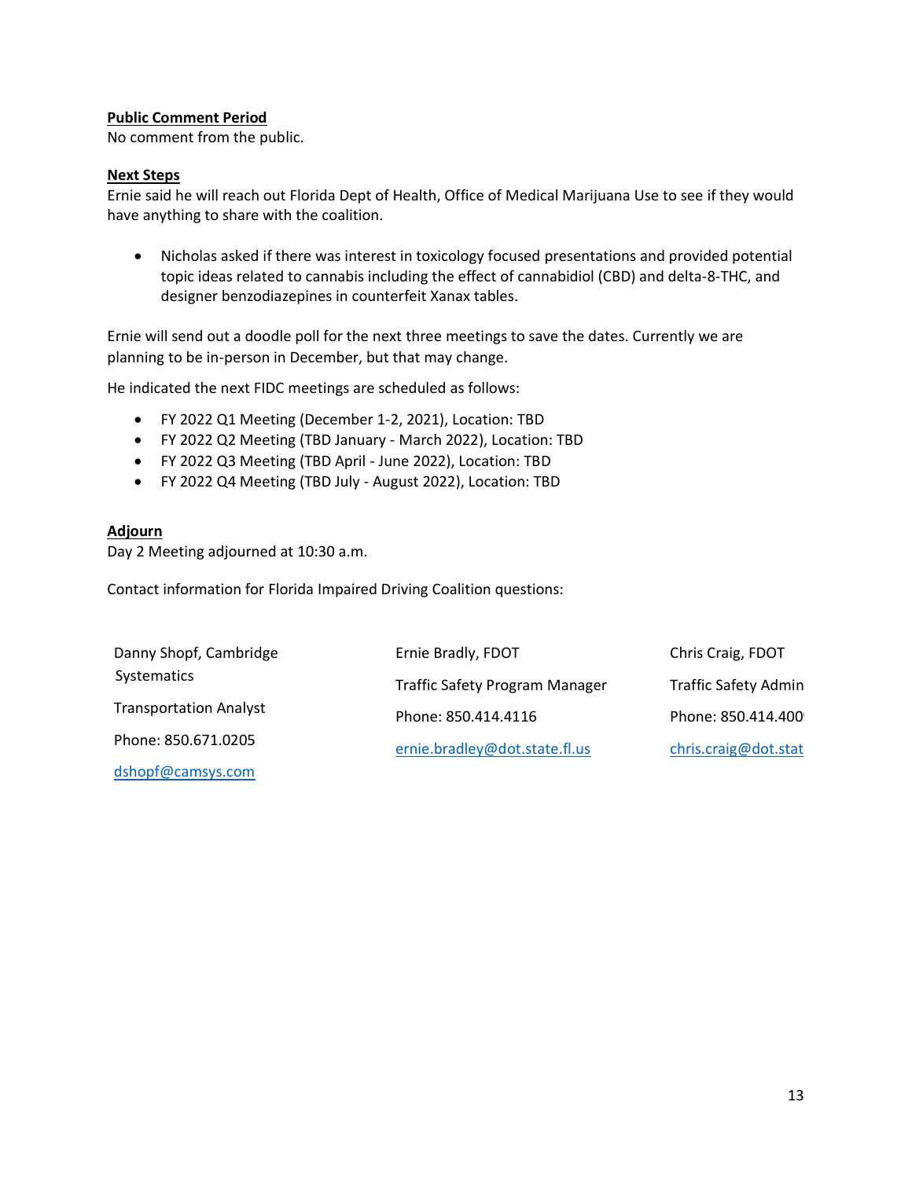**Public Comment Period**

No comment from the public.

**Next Steps**

Ernie said he will reach out Florida Dept of Health, Office of Medical Marijuana Use to see if they would have anything to share with the coalition.

- Nicholas asked if there was interest in toxicology focused presentations and provided potential topic ideas related to cannabis including the effect of cannabidiol (CBD) and delta-8-THC, and designer benzodiazepines in counterfeit Xanax tables.

Ernie will send out a doodle poll for the next three meetings to save the dates. Currently we are planning to be in-person in December, but that may change.

He indicated the next FIDC meetings are scheduled as follows:

- FY 2022 Q1 Meeting (December 1-2, 2021), Location: TBD
- FY 2022 Q2 Meeting (TBD January - March 2022), Location: TBD
- FY 2022 Q3 Meeting (TBD April - June 2022), Location: TBD
- FY 2022 Q4 Meeting (TBD July - August 2022), Location: TBD

**Adjourn**

Day 2 Meeting adjourned at 10:30 a.m.

Contact information for Florida Impaired Driving Coalition questions:

| | | |
|---|---|---|
| Danny Shopf, Cambridge Systematics | Ernie Bradly, FDOT | Chris Craig, FDOT |
| Transportation Analyst | Traffic Safety Program Manager | Traffic Safety Admin |
| Phone: 850.671.0205 | Phone: 850.414.4116 | Phone: 850.414.400 |
| dshopf@camsys.com | ernie.bradley@dot.state.fl.us | chris.craig@dot.stat |